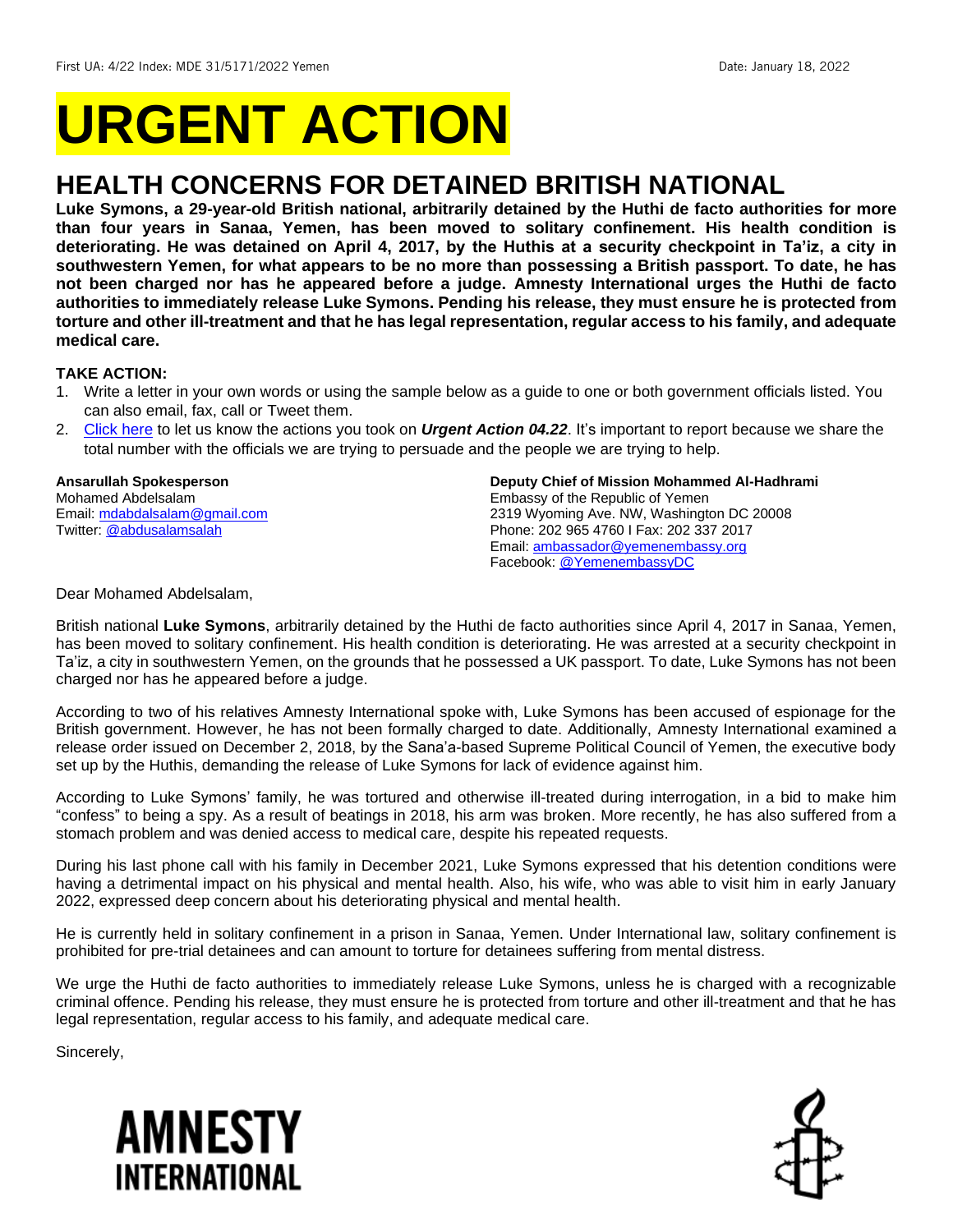First UA: 4/22 Index: MDE 31/5171/2022 Yemen Date: January 18, 2022

# URGENT ACTION

## HEALTH CONCERNS FOR DETAINED BRITISH NATIONAL

**Luke Symons, a 29-year-old British national, arbitrarily detained by the Huthi de facto authorities for more than four years in Sanaa, Yemen, has been moved to solitary confinement. His health condition is deteriorating. He was detained on April 4, 2017, by the Huthis at a security checkpoint in Ta'iz, a city in southwestern Yemen, for what appears to be no more than possessing a British passport. To date, he has not been charged nor has he appeared before a judge. Amnesty International urges the Huthi de facto authorities to immediately release Luke Symons. Pending his release, they must ensure he is protected from torture and other ill-treatment and that he has legal representation, regular access to his family, and adequate medical care.**

**TAKE ACTION:**

1. Write a letter in your own words or using the sample below as a guide to one or both government officials listed. You can also email, fax, call or Tweet them.
2. Click here to let us know the actions you took on ***Urgent Action 04.22***. It's important to report because we share the total number with the officials we are trying to persuade and the people we are trying to help.

**Ansarullah Spokesperson**
Mohamed Abdelsalam
Email: mdabdalsalam@gmail.com
Twitter: @abdusalamsalah

**Deputy Chief of Mission Mohammed Al-Hadhrami**
Embassy of the Republic of Yemen
2319 Wyoming Ave. NW, Washington DC 20008
Phone: 202 965 4760 I Fax: 202 337 2017
Email: ambassador@yemenembassy.org
Facebook: @YemenembassyDC

Dear Mohamed Abdelsalam,

British national **Luke Symons**, arbitrarily detained by the Huthi de facto authorities since April 4, 2017 in Sanaa, Yemen, has been moved to solitary confinement. His health condition is deteriorating. He was arrested at a security checkpoint in Ta'iz, a city in southwestern Yemen, on the grounds that he possessed a UK passport. To date, Luke Symons has not been charged nor has he appeared before a judge.

According to two of his relatives Amnesty International spoke with, Luke Symons has been accused of espionage for the British government. However, he has not been formally charged to date. Additionally, Amnesty International examined a release order issued on December 2, 2018, by the Sana'a-based Supreme Political Council of Yemen, the executive body set up by the Huthis, demanding the release of Luke Symons for lack of evidence against him.

According to Luke Symons' family, he was tortured and otherwise ill-treated during interrogation, in a bid to make him "confess" to being a spy. As a result of beatings in 2018, his arm was broken. More recently, he has also suffered from a stomach problem and was denied access to medical care, despite his repeated requests.

During his last phone call with his family in December 2021, Luke Symons expressed that his detention conditions were having a detrimental impact on his physical and mental health. Also, his wife, who was able to visit him in early January 2022, expressed deep concern about his deteriorating physical and mental health.

He is currently held in solitary confinement in a prison in Sanaa, Yemen. Under International law, solitary confinement is prohibited for pre-trial detainees and can amount to torture for detainees suffering from mental distress.

We urge the Huthi de facto authorities to immediately release Luke Symons, unless he is charged with a recognizable criminal offence. Pending his release, they must ensure he is protected from torture and other ill-treatment and that he has legal representation, regular access to his family, and adequate medical care.

Sincerely,

AMNESTY INTERNATIONAL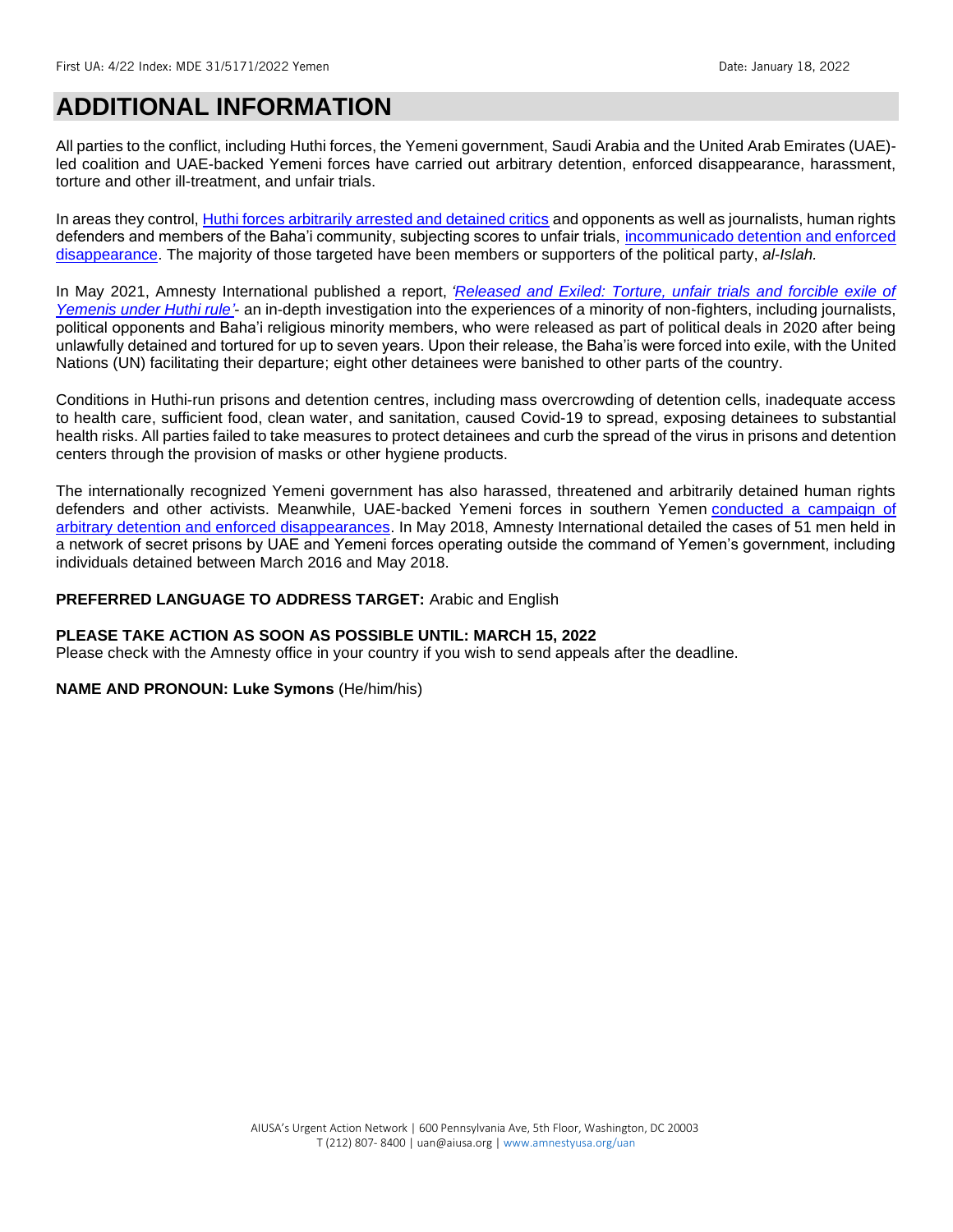# ADDITIONAL INFORMATION

All parties to the conflict, including Huthi forces, the Yemeni government, Saudi Arabia and the United Arab Emirates (UAE)-led coalition and UAE-backed Yemeni forces have carried out arbitrary detention, enforced disappearance, harassment, torture and other ill-treatment, and unfair trials.

In areas they control, Huthi forces arbitrarily arrested and detained critics and opponents as well as journalists, human rights defenders and members of the Baha'i community, subjecting scores to unfair trials, incommunicado detention and enforced disappearance. The majority of those targeted have been members or supporters of the political party, *al-Islah.*

In May 2021, Amnesty International published a report, *'Released and Exiled: Torture, unfair trials and forcible exile of Yemenis under Huthi rule'*- an in-depth investigation into the experiences of a minority of non-fighters, including journalists, political opponents and Baha'i religious minority members, who were released as part of political deals in 2020 after being unlawfully detained and tortured for up to seven years. Upon their release, the Baha'is were forced into exile, with the United Nations (UN) facilitating their departure; eight other detainees were banished to other parts of the country.

Conditions in Huthi-run prisons and detention centres, including mass overcrowding of detention cells, inadequate access to health care, sufficient food, clean water, and sanitation, caused Covid-19 to spread, exposing detainees to substantial health risks. All parties failed to take measures to protect detainees and curb the spread of the virus in prisons and detention centers through the provision of masks or other hygiene products.

The internationally recognized Yemeni government has also harassed, threatened and arbitrarily detained human rights defenders and other activists. Meanwhile, UAE-backed Yemeni forces in southern Yemen conducted a campaign of arbitrary detention and enforced disappearances. In May 2018, Amnesty International detailed the cases of 51 men held in a network of secret prisons by UAE and Yemeni forces operating outside the command of Yemen's government, including individuals detained between March 2016 and May 2018.

**PREFERRED LANGUAGE TO ADDRESS TARGET:** Arabic and English

**PLEASE TAKE ACTION AS SOON AS POSSIBLE UNTIL: MARCH 15, 2022**
Please check with the Amnesty office in your country if you wish to send appeals after the deadline.

**NAME AND PRONOUN: Luke Symons** (He/him/his)